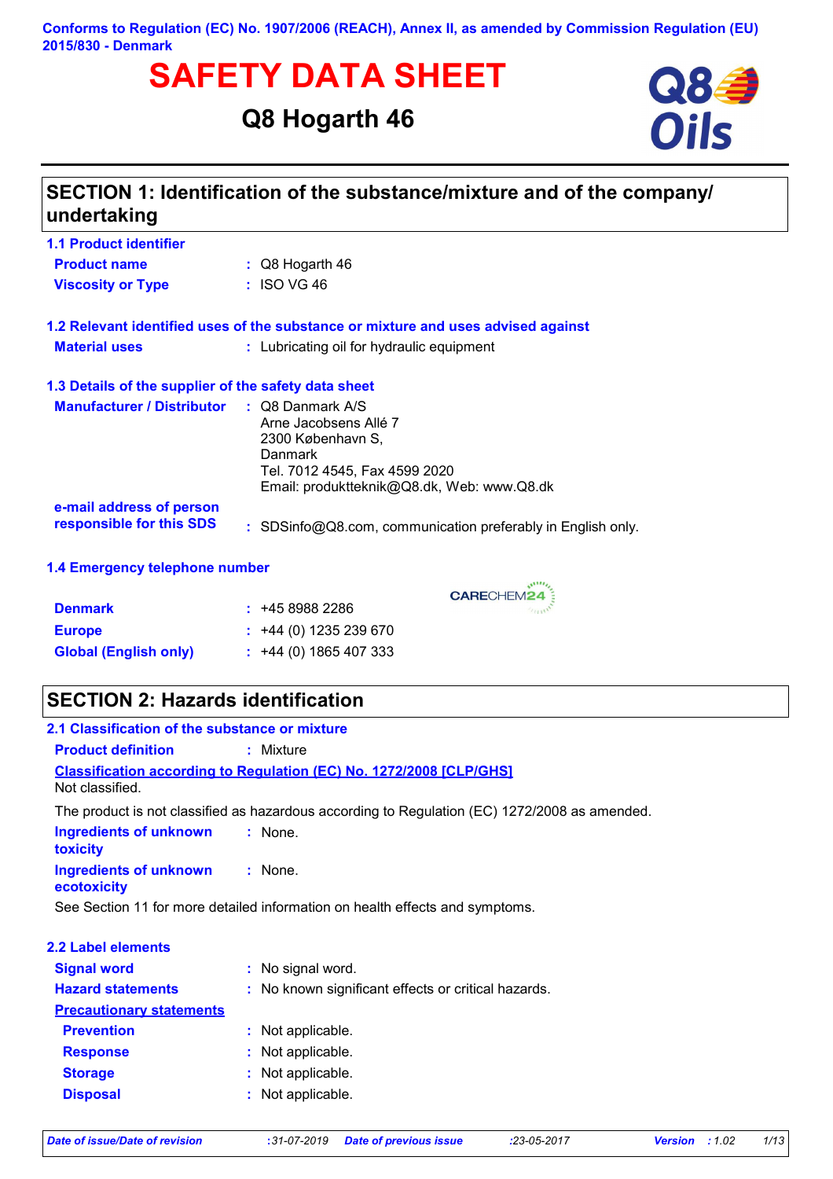Conforms to Regulation (EC) No. 1907/2006 (REACH), Annex II, as amended by Commission Regulation (EU) 2015/830 - Denmark

# SAFETY DATA SHEET

## Q8 Hogarth 46

## SECTION 1: Identification of the substance/mixture and of the company/ undertaking

### 1.1 Product identifier

**Product name** : Q8 Hogarth 46

**Viscosity or Type** : ISO VG 46

### 1.2 Relevant identified uses of the substance or mixture and uses advised against

**Material uses** : Lubricating oil for hydraulic equipment

### 1.3 Details of the supplier of the safety data sheet

**Manufacturer / Distributor** : Q8 Danmark A/S
Arne Jacobsens Allé 7
2300 København S,
Danmark
Tel. 7012 4545, Fax 4599 2020
Email: produktteknik@Q8.dk, Web: www.Q8.dk

**e-mail address of person responsible for this SDS** : SDSinfo@Q8.com, communication preferably in English only.

### 1.4 Emergency telephone number

CARECHEM24

**Denmark** : +45 8988 2286

**Europe** : +44 (0) 1235 239 670

**Global (English only)** : +44 (0) 1865 407 333

## SECTION 2: Hazards identification

### 2.1 Classification of the substance or mixture

**Product definition** : Mixture

**Classification according to Regulation (EC) No. 1272/2008 [CLP/GHS]**

Not classified.

The product is not classified as hazardous according to Regulation (EC) 1272/2008 as amended.

**Ingredients of unknown toxicity** : None.

**Ingredients of unknown ecotoxicity** : None.

See Section 11 for more detailed information on health effects and symptoms.

### 2.2 Label elements

**Signal word** : No signal word.

**Hazard statements** : No known significant effects or critical hazards.

**Precautionary statements**

**Prevention** : Not applicable.

**Response** : Not applicable.

**Storage** : Not applicable.

**Disposal** : Not applicable.

*Date of issue/Date of revision* : 31-07-2019 *Date of previous issue* : 23-05-2017 *Version* : 1.02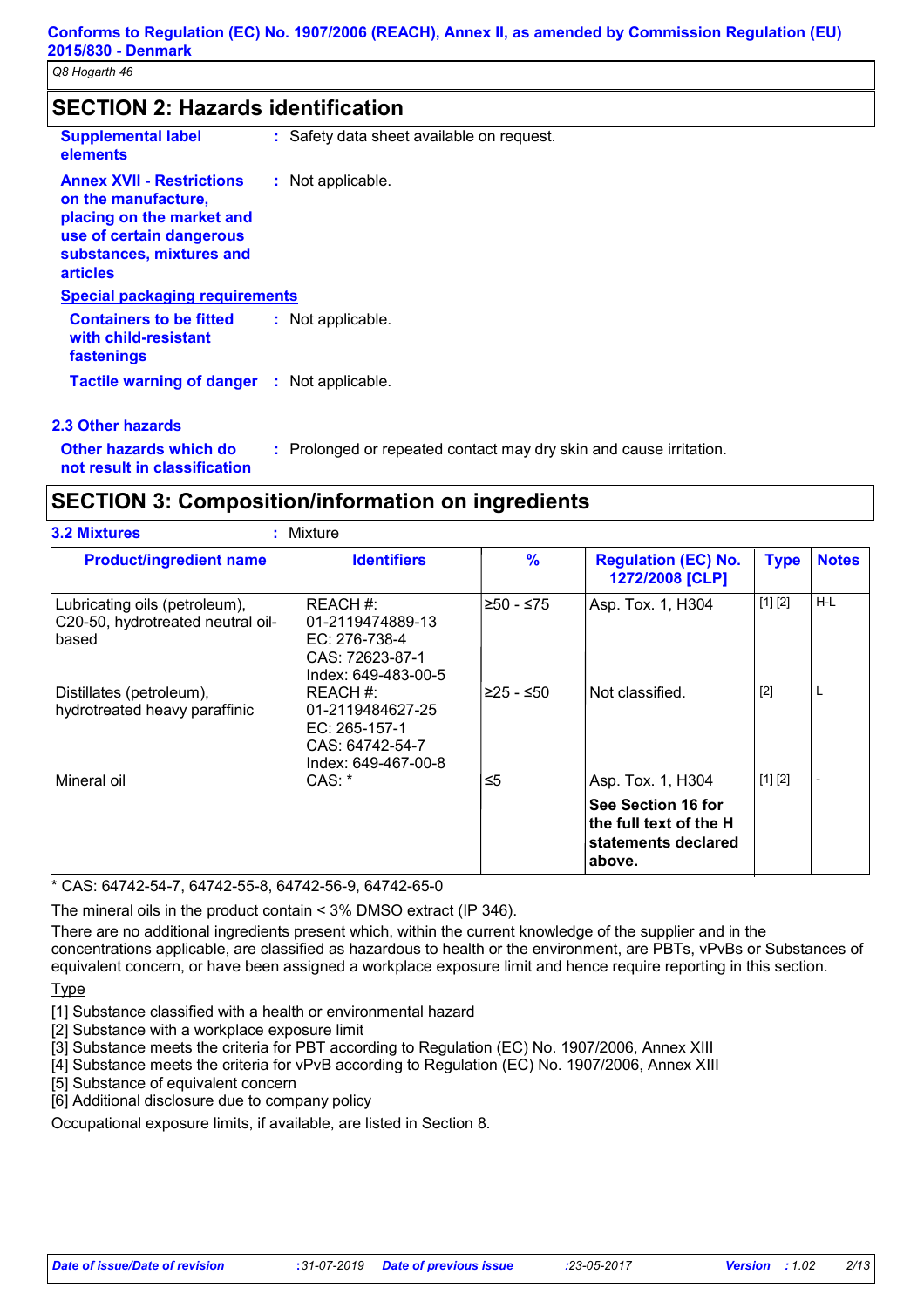## SECTION 2: Hazards identification

**Supplemental label elements** : Safety data sheet available on request.

**Annex XVII - Restrictions on the manufacture, placing on the market and use of certain dangerous substances, mixtures and articles** : Not applicable.

**Special packaging requirements**

**Containers to be fitted with child-resistant fastenings** : Not applicable.

**Tactile warning of danger** : Not applicable.

### 2.3 Other hazards

**Other hazards which do not result in classification** : Prolonged or repeated contact may dry skin and cause irritation.

## SECTION 3: Composition/information on ingredients

**3.2 Mixtures** : Mixture

| Product/ingredient name | Identifiers | % | Regulation (EC) No. 1272/2008 [CLP] | Type | Notes |
|---|---|---|---|---|---|
| Lubricating oils (petroleum), C20-50, hydrotreated neutral oil-based | REACH #: 01-2119474889-13<br>EC: 276-738-4<br>CAS: 72623-87-1<br>Index: 649-483-00-5 | ≥50 - ≤75 | Asp. Tox. 1, H304 | [1] [2] | H-L |
| Distillates (petroleum), hydrotreated heavy paraffinic | REACH #: 01-2119484627-25<br>EC: 265-157-1<br>CAS: 64742-54-7<br>Index: 649-467-00-8 | ≥25 - ≤50 | Not classified. | [2] | L |
| Mineral oil | CAS: * | ≤5 | Asp. Tox. 1, H304<br>**See Section 16 for the full text of the H statements declared above.** | [1] [2] | - |

* CAS: 64742-54-7, 64742-55-8, 64742-56-9, 64742-65-0

The mineral oils in the product contain < 3% DMSO extract (IP 346).

There are no additional ingredients present which, within the current knowledge of the supplier and in the concentrations applicable, are classified as hazardous to health or the environment, are PBTs, vPvBs or Substances of equivalent concern, or have been assigned a workplace exposure limit and hence require reporting in this section.

Type

[1] Substance classified with a health or environmental hazard
[2] Substance with a workplace exposure limit
[3] Substance meets the criteria for PBT according to Regulation (EC) No. 1907/2006, Annex XIII
[4] Substance meets the criteria for vPvB according to Regulation (EC) No. 1907/2006, Annex XIII
[5] Substance of equivalent concern
[6] Additional disclosure due to company policy

Occupational exposure limits, if available, are listed in Section 8.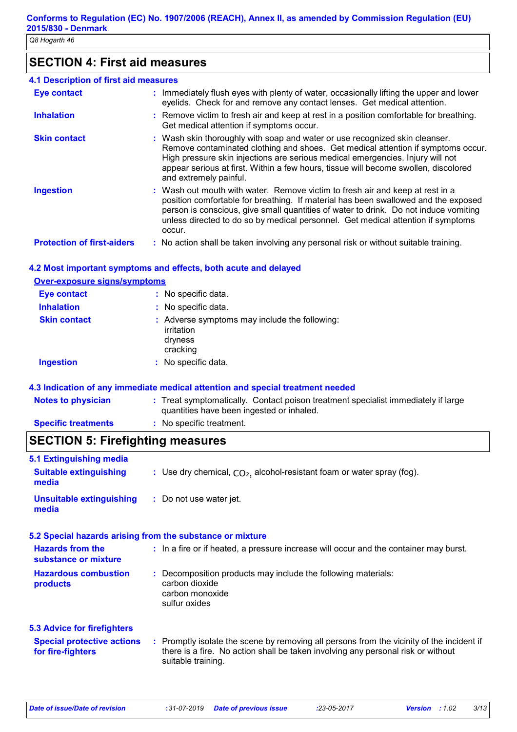## SECTION 4: First aid measures

### 4.1 Description of first aid measures

**Eye contact** : Immediately flush eyes with plenty of water, occasionally lifting the upper and lower eyelids. Check for and remove any contact lenses. Get medical attention.

**Inhalation** : Remove victim to fresh air and keep at rest in a position comfortable for breathing. Get medical attention if symptoms occur.

**Skin contact** : Wash skin thoroughly with soap and water or use recognized skin cleanser. Remove contaminated clothing and shoes. Get medical attention if symptoms occur. High pressure skin injections are serious medical emergencies. Injury will not appear serious at first. Within a few hours, tissue will become swollen, discolored and extremely painful.

**Ingestion** : Wash out mouth with water. Remove victim to fresh air and keep at rest in a position comfortable for breathing. If material has been swallowed and the exposed person is conscious, give small quantities of water to drink. Do not induce vomiting unless directed to do so by medical personnel. Get medical attention if symptoms occur.

**Protection of first-aiders** : No action shall be taken involving any personal risk or without suitable training.

### 4.2 Most important symptoms and effects, both acute and delayed

**Over-exposure signs/symptoms**

**Eye contact** : No specific data.

**Inhalation** : No specific data.

**Skin contact** : Adverse symptoms may include the following:
irritation
dryness
cracking

**Ingestion** : No specific data.

### 4.3 Indication of any immediate medical attention and special treatment needed

**Notes to physician** : Treat symptomatically. Contact poison treatment specialist immediately if large quantities have been ingested or inhaled.

**Specific treatments** : No specific treatment.

## SECTION 5: Firefighting measures

### 5.1 Extinguishing media

**Suitable extinguishing media** : Use dry chemical, $CO_2$, alcohol-resistant foam or water spray (fog).

**Unsuitable extinguishing media** : Do not use water jet.

### 5.2 Special hazards arising from the substance or mixture

**Hazards from the substance or mixture** : In a fire or if heated, a pressure increase will occur and the container may burst.

**Hazardous combustion products** : Decomposition products may include the following materials:
carbon dioxide
carbon monoxide
sulfur oxides

### 5.3 Advice for firefighters

**Special protective actions for fire-fighters** : Promptly isolate the scene by removing all persons from the vicinity of the incident if there is a fire. No action shall be taken involving any personal risk or without suitable training.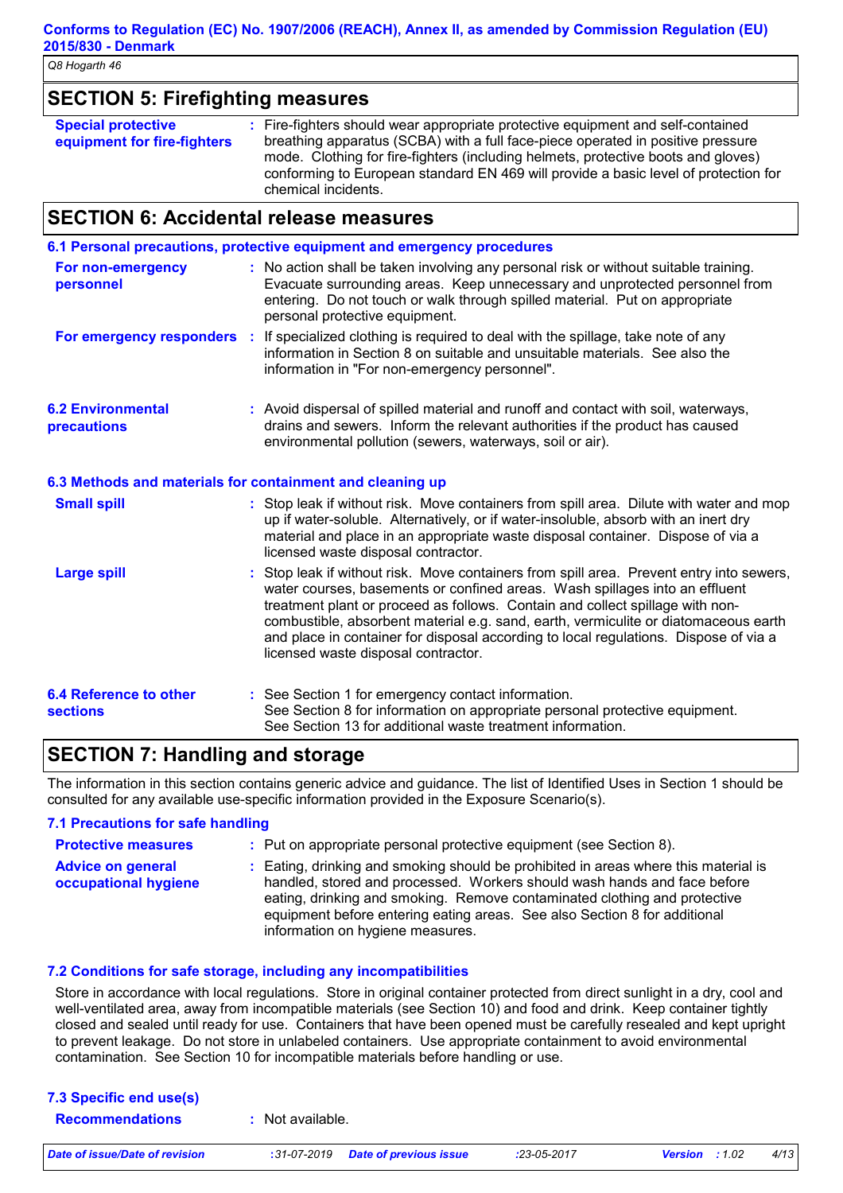## SECTION 5: Firefighting measures

**Special protective equipment for fire-fighters** : Fire-fighters should wear appropriate protective equipment and self-contained breathing apparatus (SCBA) with a full face-piece operated in positive pressure mode. Clothing for fire-fighters (including helmets, protective boots and gloves) conforming to European standard EN 469 will provide a basic level of protection for chemical incidents.

## SECTION 6: Accidental release measures

### 6.1 Personal precautions, protective equipment and emergency procedures

**For non-emergency personnel** : No action shall be taken involving any personal risk or without suitable training. Evacuate surrounding areas. Keep unnecessary and unprotected personnel from entering. Do not touch or walk through spilled material. Put on appropriate personal protective equipment.

**For emergency responders** : If specialized clothing is required to deal with the spillage, take note of any information in Section 8 on suitable and unsuitable materials. See also the information in "For non-emergency personnel".

### 6.2 Environmental precautions

: Avoid dispersal of spilled material and runoff and contact with soil, waterways, drains and sewers. Inform the relevant authorities if the product has caused environmental pollution (sewers, waterways, soil or air).

### 6.3 Methods and materials for containment and cleaning up

**Small spill** : Stop leak if without risk. Move containers from spill area. Dilute with water and mop up if water-soluble. Alternatively, or if water-insoluble, absorb with an inert dry material and place in an appropriate waste disposal container. Dispose of via a licensed waste disposal contractor.

**Large spill** : Stop leak if without risk. Move containers from spill area. Prevent entry into sewers, water courses, basements or confined areas. Wash spillages into an effluent treatment plant or proceed as follows. Contain and collect spillage with non-combustible, absorbent material e.g. sand, earth, vermiculite or diatomaceous earth and place in container for disposal according to local regulations. Dispose of via a licensed waste disposal contractor.

### 6.4 Reference to other sections

: See Section 1 for emergency contact information.
See Section 8 for information on appropriate personal protective equipment.
See Section 13 for additional waste treatment information.

## SECTION 7: Handling and storage

The information in this section contains generic advice and guidance. The list of Identified Uses in Section 1 should be consulted for any available use-specific information provided in the Exposure Scenario(s).

### 7.1 Precautions for safe handling

**Protective measures** : Put on appropriate personal protective equipment (see Section 8).

**Advice on general occupational hygiene** : Eating, drinking and smoking should be prohibited in areas where this material is handled, stored and processed. Workers should wash hands and face before eating, drinking and smoking. Remove contaminated clothing and protective equipment before entering eating areas. See also Section 8 for additional information on hygiene measures.

### 7.2 Conditions for safe storage, including any incompatibilities

Store in accordance with local regulations. Store in original container protected from direct sunlight in a dry, cool and well-ventilated area, away from incompatible materials (see Section 10) and food and drink. Keep container tightly closed and sealed until ready for use. Containers that have been opened must be carefully resealed and kept upright to prevent leakage. Do not store in unlabeled containers. Use appropriate containment to avoid environmental contamination. See Section 10 for incompatible materials before handling or use.

### 7.3 Specific end use(s)

**Recommendations** : Not available.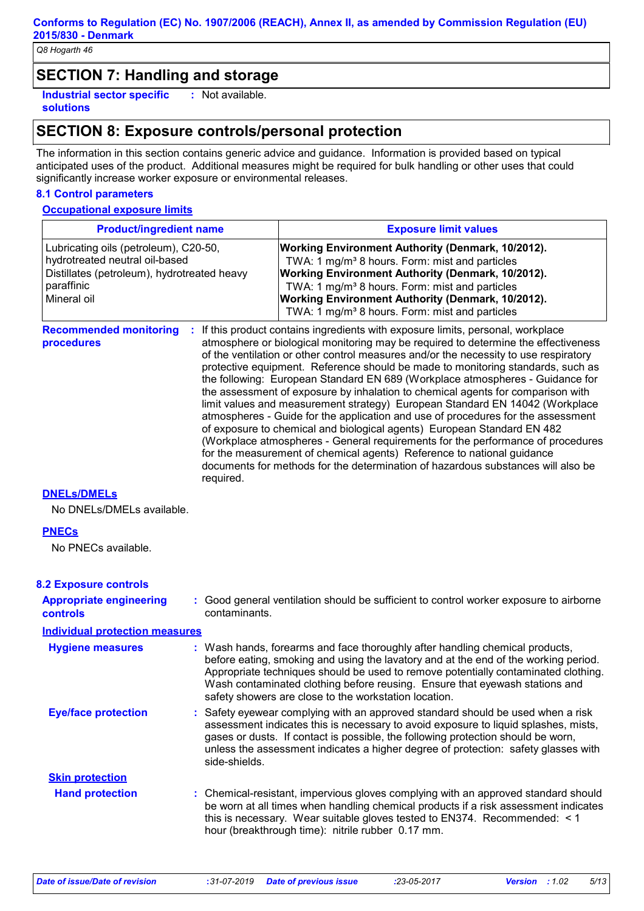## SECTION 7: Handling and storage

**Industrial sector specific solutions** : Not available.

## SECTION 8: Exposure controls/personal protection

The information in this section contains generic advice and guidance. Information is provided based on typical anticipated uses of the product. Additional measures might be required for bulk handling or other uses that could significantly increase worker exposure or environmental releases.

### 8.1 Control parameters

#### Occupational exposure limits

| Product/ingredient name | Exposure limit values |
|---|---|
| Lubricating oils (petroleum), C20-50, hydrotreated neutral oil-based | **Working Environment Authority (Denmark, 10/2012).** TWA: 1 mg/m³ 8 hours. Form: mist and particles |
| Distillates (petroleum), hydrotreated heavy paraffinic | **Working Environment Authority (Denmark, 10/2012).** TWA: 1 mg/m³ 8 hours. Form: mist and particles |
| Mineral oil | **Working Environment Authority (Denmark, 10/2012).** TWA: 1 mg/m³ 8 hours. Form: mist and particles |

**Recommended monitoring procedures** : If this product contains ingredients with exposure limits, personal, workplace atmosphere or biological monitoring may be required to determine the effectiveness of the ventilation or other control measures and/or the necessity to use respiratory protective equipment. Reference should be made to monitoring standards, such as the following: European Standard EN 689 (Workplace atmospheres - Guidance for the assessment of exposure by inhalation to chemical agents for comparison with limit values and measurement strategy) European Standard EN 14042 (Workplace atmospheres - Guide for the application and use of procedures for the assessment of exposure to chemical and biological agents) European Standard EN 482 (Workplace atmospheres - General requirements for the performance of procedures for the measurement of chemical agents) Reference to national guidance documents for methods for the determination of hazardous substances will also be required.

#### DNELs/DMELs

No DNELs/DMELs available.

#### PNECs

No PNECs available.

### 8.2 Exposure controls

**Appropriate engineering controls** : Good general ventilation should be sufficient to control worker exposure to airborne contaminants.

#### Individual protection measures

**Hygiene measures** : Wash hands, forearms and face thoroughly after handling chemical products, before eating, smoking and using the lavatory and at the end of the working period. Appropriate techniques should be used to remove potentially contaminated clothing. Wash contaminated clothing before reusing. Ensure that eyewash stations and safety showers are close to the workstation location.

**Eye/face protection** : Safety eyewear complying with an approved standard should be used when a risk assessment indicates this is necessary to avoid exposure to liquid splashes, mists, gases or dusts. If contact is possible, the following protection should be worn, unless the assessment indicates a higher degree of protection: safety glasses with side-shields.

**Skin protection**

**Hand protection** : Chemical-resistant, impervious gloves complying with an approved standard should be worn at all times when handling chemical products if a risk assessment indicates this is necessary. Wear suitable gloves tested to EN374. Recommended: < 1 hour (breakthrough time): nitrile rubber 0.17 mm.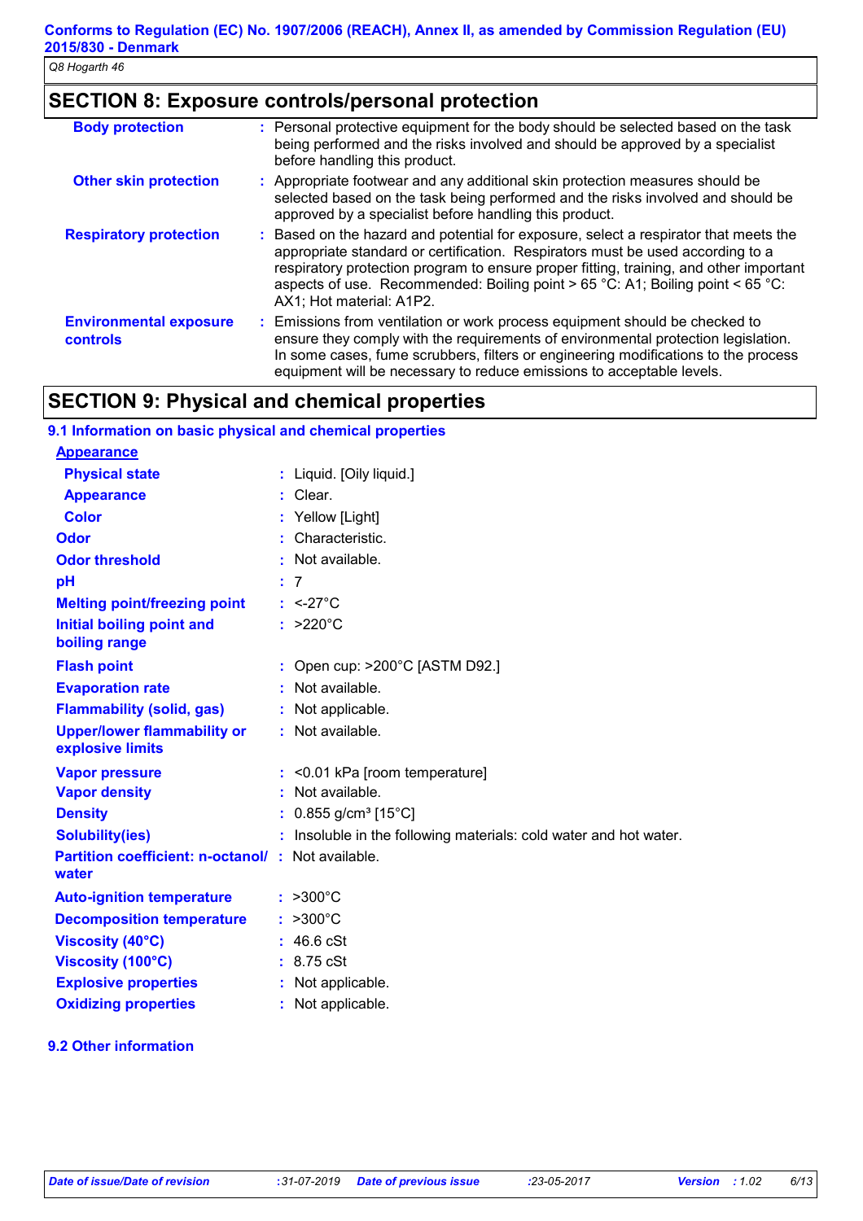## SECTION 8: Exposure controls/personal protection

| | |
|---|---|
| **Body protection** | : Personal protective equipment for the body should be selected based on the task being performed and the risks involved and should be approved by a specialist before handling this product. |
| **Other skin protection** | : Appropriate footwear and any additional skin protection measures should be selected based on the task being performed and the risks involved and should be approved by a specialist before handling this product. |
| **Respiratory protection** | : Based on the hazard and potential for exposure, select a respirator that meets the appropriate standard or certification. Respirators must be used according to a respiratory protection program to ensure proper fitting, training, and other important aspects of use. Recommended: Boiling point > 65 °C: A1; Boiling point < 65 °C: AX1; Hot material: A1P2. |
| **Environmental exposure controls** | : Emissions from ventilation or work process equipment should be checked to ensure they comply with the requirements of environmental protection legislation. In some cases, fume scrubbers, filters or engineering modifications to the process equipment will be necessary to reduce emissions to acceptable levels. |

## SECTION 9: Physical and chemical properties

### 9.1 Information on basic physical and chemical properties

**Appearance**

| | |
|---|---|
| **Physical state** | : Liquid. [Oily liquid.] |
| **Appearance** | : Clear. |
| **Color** | : Yellow [Light] |
| **Odor** | : Characteristic. |
| **Odor threshold** | : Not available. |
| **pH** | : 7 |
| **Melting point/freezing point** | : <-27°C |
| **Initial boiling point and boiling range** | : >220°C |
| **Flash point** | : Open cup: >200°C [ASTM D92.] |
| **Evaporation rate** | : Not available. |
| **Flammability (solid, gas)** | : Not applicable. |
| **Upper/lower flammability or explosive limits** | : Not available. |
| **Vapor pressure** | : <0.01 kPa [room temperature] |
| **Vapor density** | : Not available. |
| **Density** | : 0.855 g/cm³ [15°C] |
| **Solubility(ies)** | : Insoluble in the following materials: cold water and hot water. |
| **Partition coefficient: n-octanol/water** | : Not available. |
| **Auto-ignition temperature** | : >300°C |
| **Decomposition temperature** | : >300°C |
| **Viscosity (40°C)** | : 46.6 cSt |
| **Viscosity (100°C)** | : 8.75 cSt |
| **Explosive properties** | : Not applicable. |
| **Oxidizing properties** | : Not applicable. |

### 9.2 Other information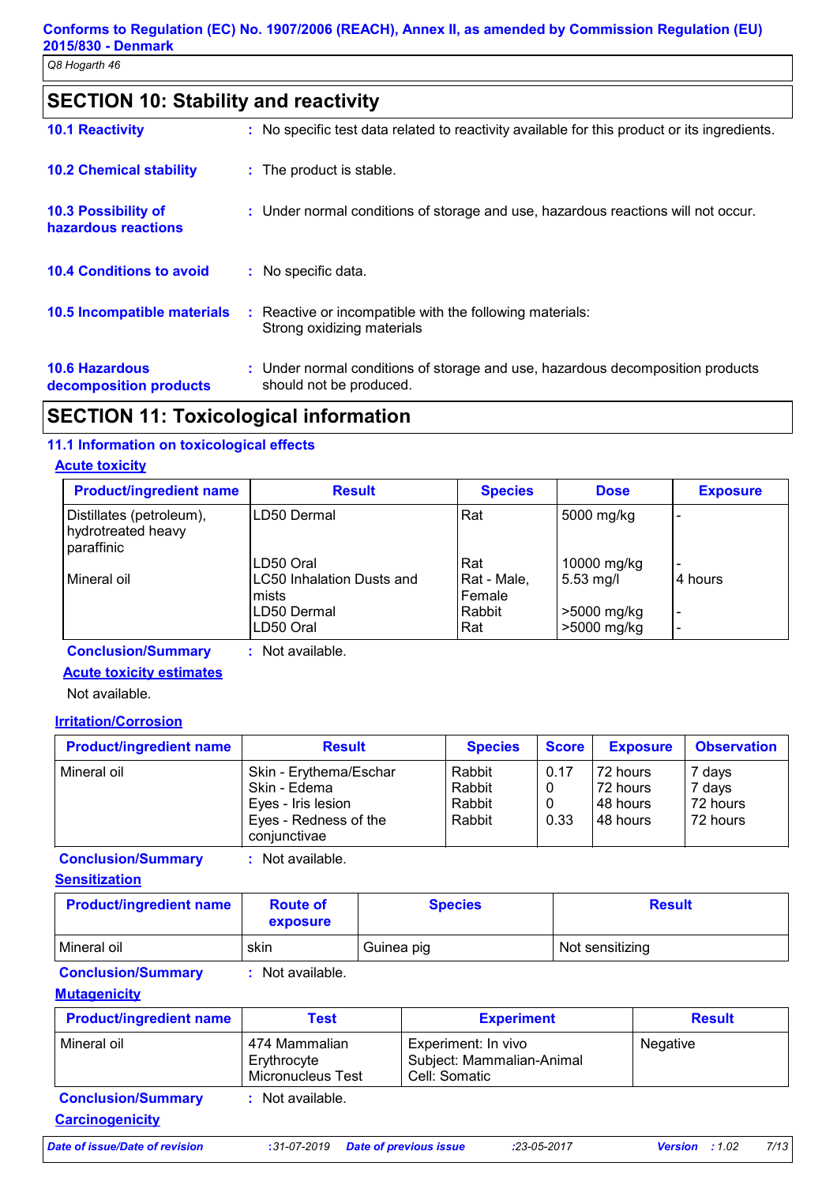## SECTION 10: Stability and reactivity

**10.1 Reactivity** : No specific test data related to reactivity available for this product or its ingredients.

**10.2 Chemical stability** : The product is stable.

**10.3 Possibility of hazardous reactions** : Under normal conditions of storage and use, hazardous reactions will not occur.

**10.4 Conditions to avoid** : No specific data.

**10.5 Incompatible materials** : Reactive or incompatible with the following materials:
Strong oxidizing materials

**10.6 Hazardous decomposition products** : Under normal conditions of storage and use, hazardous decomposition products should not be produced.

## SECTION 11: Toxicological information

### 11.1 Information on toxicological effects

**Acute toxicity**

| Product/ingredient name | Result | Species | Dose | Exposure |
|---|---|---|---|---|
| Distillates (petroleum), hydrotreated heavy paraffinic | LD50 Dermal | Rat | 5000 mg/kg | - |
| | LD50 Oral | Rat | 10000 mg/kg | - |
| Mineral oil | LC50 Inhalation Dusts and mists | Rat - Male, Female | 5.53 mg/l | 4 hours |
| | LD50 Dermal | Rabbit | >5000 mg/kg | - |
| | LD50 Oral | Rat | >5000 mg/kg | - |

**Conclusion/Summary** : Not available.

**Acute toxicity estimates**

Not available.

**Irritation/Corrosion**

| Product/ingredient name | Result | Species | Score | Exposure | Observation |
|---|---|---|---|---|---|
| Mineral oil | Skin - Erythema/Eschar | Rabbit | 0.17 | 72 hours | 7 days |
| | Skin - Edema | Rabbit | 0 | 72 hours | 7 days |
| | Eyes - Iris lesion | Rabbit | 0 | 48 hours | 72 hours |
| | Eyes - Redness of the conjunctivae | Rabbit | 0.33 | 48 hours | 72 hours |

**Conclusion/Summary** : Not available.

**Sensitization**

| Product/ingredient name | Route of exposure | Species | Result |
|---|---|---|---|
| Mineral oil | skin | Guinea pig | Not sensitizing |

**Conclusion/Summary** : Not available.

**Mutagenicity**

| Product/ingredient name | Test | Experiment | Result |
|---|---|---|---|
| Mineral oil | 474 Mammalian Erythrocyte Micronucleus Test | Experiment: In vivo<br>Subject: Mammalian-Animal<br>Cell: Somatic | Negative |

**Conclusion/Summary** : Not available.

**Carcinogenicity**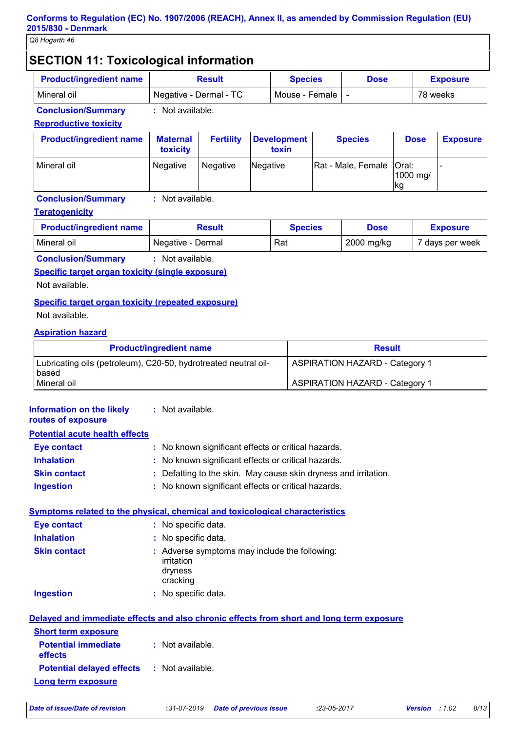## SECTION 11: Toxicological information

| Product/ingredient name | Result | Species | Dose | Exposure |
|---|---|---|---|---|
| Mineral oil | Negative - Dermal - TC | Mouse - Female | - | 78 weeks |

**Conclusion/Summary** : Not available.

**Reproductive toxicity**

| Product/ingredient name | Maternal toxicity | Fertility | Development toxin | Species | Dose | Exposure |
|---|---|---|---|---|---|---|
| Mineral oil | Negative | Negative | Negative | Rat - Male, Female | Oral: 1000 mg/kg | - |

**Conclusion/Summary** : Not available.

**Teratogenicity**

| Product/ingredient name | Result | Species | Dose | Exposure |
|---|---|---|---|---|
| Mineral oil | Negative - Dermal | Rat | 2000 mg/kg | 7 days per week |

**Conclusion/Summary** : Not available.

**Specific target organ toxicity (single exposure)**

Not available.

**Specific target organ toxicity (repeated exposure)**

Not available.

**Aspiration hazard**

| Product/ingredient name | Result |
|---|---|
| Lubricating oils (petroleum), C20-50, hydrotreated neutral oil-based | ASPIRATION HAZARD - Category 1 |
| Mineral oil | ASPIRATION HAZARD - Category 1 |

**Information on the likely routes of exposure** : Not available.

**Potential acute health effects**

**Eye contact** : No known significant effects or critical hazards.

**Inhalation** : No known significant effects or critical hazards.

**Skin contact** : Defatting to the skin. May cause skin dryness and irritation.

**Ingestion** : No known significant effects or critical hazards.

**Symptoms related to the physical, chemical and toxicological characteristics**

**Eye contact** : No specific data.

**Inhalation** : No specific data.

**Skin contact** : Adverse symptoms may include the following:
irritation
dryness
cracking

**Ingestion** : No specific data.

**Delayed and immediate effects and also chronic effects from short and long term exposure**

**Short term exposure**

**Potential immediate effects** : Not available.

**Potential delayed effects** : Not available.

**Long term exposure**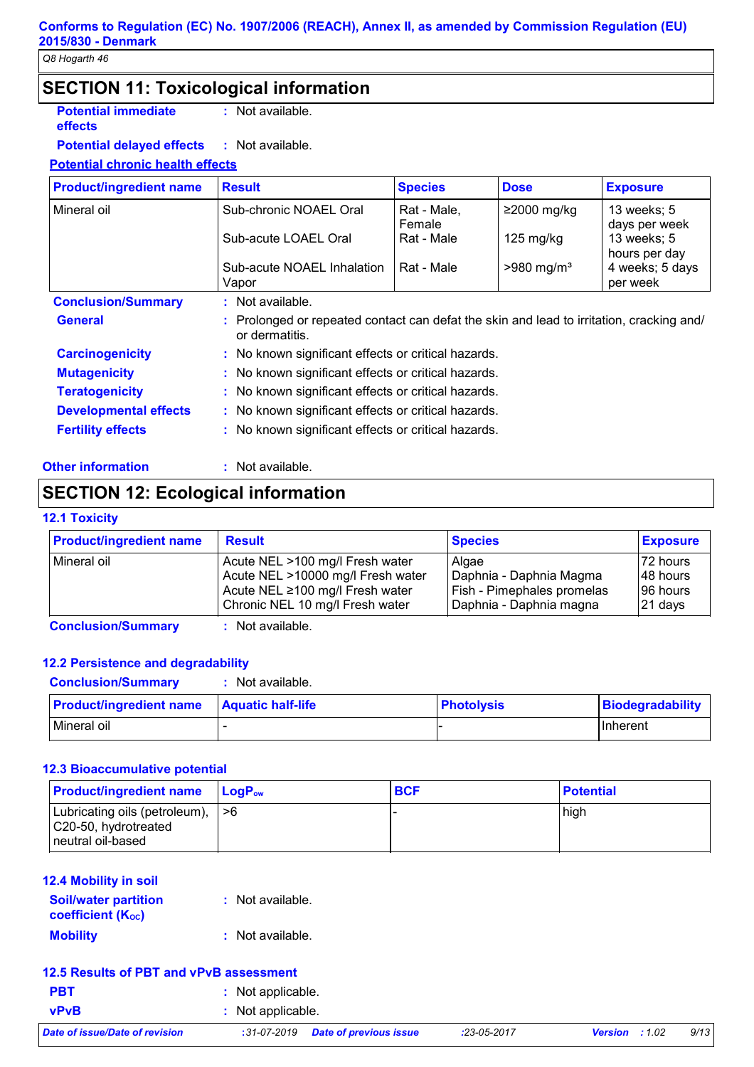## SECTION 11: Toxicological information

**Potential immediate effects** : Not available.

**Potential delayed effects** : Not available.

**Potential chronic health effects**

| Product/ingredient name | Result | Species | Dose | Exposure |
|---|---|---|---|---|
| Mineral oil | Sub-chronic NOAEL Oral | Rat - Male, Female | ≥2000 mg/kg | 13 weeks; 5 days per week |
| | Sub-acute LOAEL Oral | Rat - Male | 125 mg/kg | 13 weeks; 5 hours per day |
| | Sub-acute NOAEL Inhalation Vapor | Rat - Male | >980 mg/m³ | 4 weeks; 5 days per week |

**Conclusion/Summary** : Not available.

**General** : Prolonged or repeated contact can defat the skin and lead to irritation, cracking and/ or dermatitis.

**Carcinogenicity** : No known significant effects or critical hazards.

**Mutagenicity** : No known significant effects or critical hazards.

**Teratogenicity** : No known significant effects or critical hazards.

**Developmental effects** : No known significant effects or critical hazards.

**Fertility effects** : No known significant effects or critical hazards.

**Other information** : Not available.

## SECTION 12: Ecological information

### 12.1 Toxicity

| Product/ingredient name | Result | Species | Exposure |
|---|---|---|---|
| Mineral oil | Acute NEL >100 mg/l Fresh water | Algae | 72 hours |
| | Acute NEL >10000 mg/l Fresh water | Daphnia - Daphnia Magma | 48 hours |
| | Acute NEL ≥100 mg/l Fresh water | Fish - Pimephales promelas | 96 hours |
| | Chronic NEL 10 mg/l Fresh water | Daphnia - Daphnia magna | 21 days |

**Conclusion/Summary** : Not available.

### 12.2 Persistence and degradability

**Conclusion/Summary** : Not available.

| Product/ingredient name | Aquatic half-life | Photolysis | Biodegradability |
|---|---|---|---|
| Mineral oil | - | - | Inherent |

### 12.3 Bioaccumulative potential

| Product/ingredient name | $LogP_{ow}$ | BCF | Potential |
|---|---|---|---|
| Lubricating oils (petroleum), C20-50, hydrotreated neutral oil-based | >6 | - | high |

### 12.4 Mobility in soil

**Soil/water partition coefficient ($K_{oc}$)** : Not available.

**Mobility** : Not available.

### 12.5 Results of PBT and vPvB assessment

**PBT** : Not applicable.

**vPvB** : Not applicable.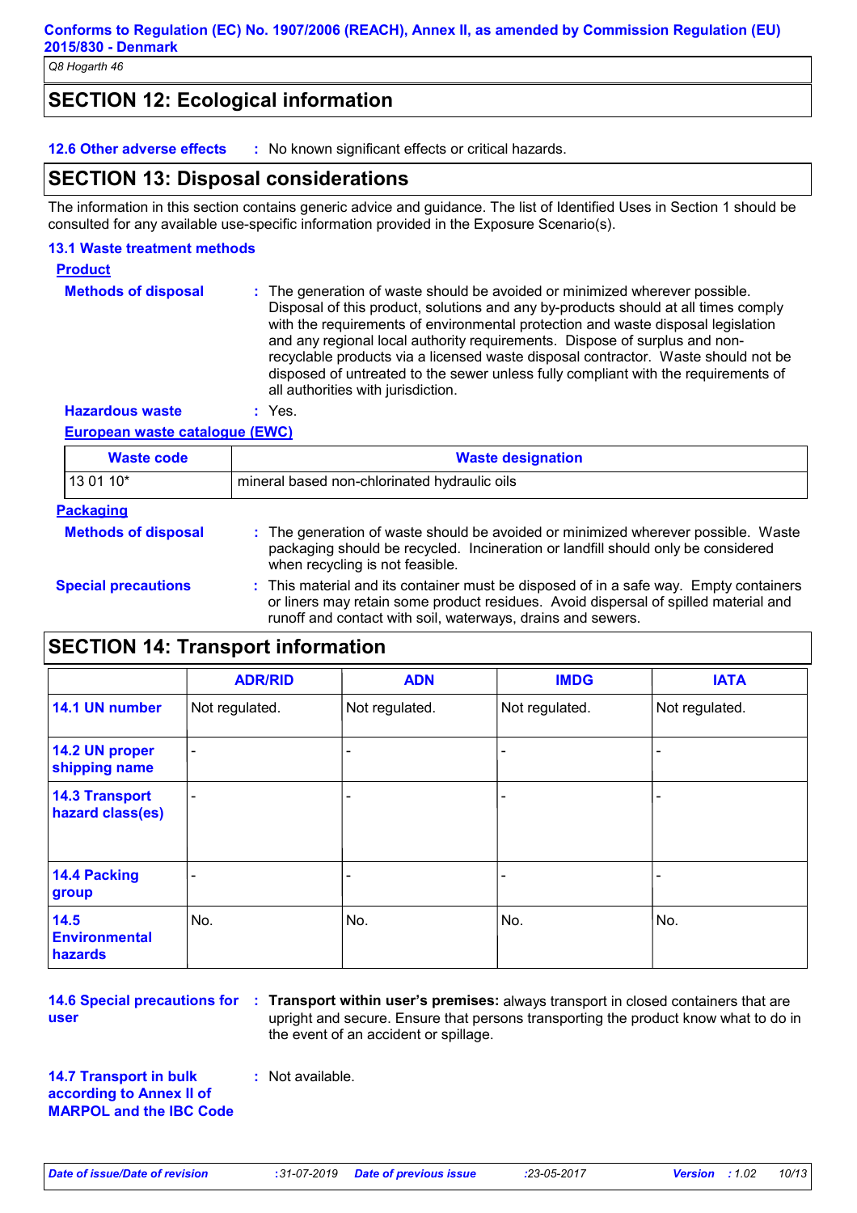## SECTION 12: Ecological information

**12.6 Other adverse effects** : No known significant effects or critical hazards.

## SECTION 13: Disposal considerations

The information in this section contains generic advice and guidance. The list of Identified Uses in Section 1 should be consulted for any available use-specific information provided in the Exposure Scenario(s).

### 13.1 Waste treatment methods

**Product**

**Methods of disposal** : The generation of waste should be avoided or minimized wherever possible. Disposal of this product, solutions and any by-products should at all times comply with the requirements of environmental protection and waste disposal legislation and any regional local authority requirements. Dispose of surplus and non-recyclable products via a licensed waste disposal contractor. Waste should not be disposed of untreated to the sewer unless fully compliant with the requirements of all authorities with jurisdiction.

**Hazardous waste** : Yes.

**European waste catalogue (EWC)**

| Waste code | Waste designation |
|---|---|
| 13 01 10* | mineral based non-chlorinated hydraulic oils |

**Packaging**

**Methods of disposal** : The generation of waste should be avoided or minimized wherever possible. Waste packaging should be recycled. Incineration or landfill should only be considered when recycling is not feasible.

**Special precautions** : This material and its container must be disposed of in a safe way. Empty containers or liners may retain some product residues. Avoid dispersal of spilled material and runoff and contact with soil, waterways, drains and sewers.

## SECTION 14: Transport information

| | ADR/RID | ADN | IMDG | IATA |
|---|---|---|---|---|
| **14.1 UN number** | Not regulated. | Not regulated. | Not regulated. | Not regulated. |
| **14.2 UN proper shipping name** | - | - | - | - |
| **14.3 Transport hazard class(es)** | - | - | - | - |
| **14.4 Packing group** | - | - | - | - |
| **14.5 Environmental hazards** | No. | No. | No. | No. |

**14.6 Special precautions for user** : **Transport within user's premises:** always transport in closed containers that are upright and secure. Ensure that persons transporting the product know what to do in the event of an accident or spillage.

**14.7 Transport in bulk according to Annex II of MARPOL and the IBC Code** : Not available.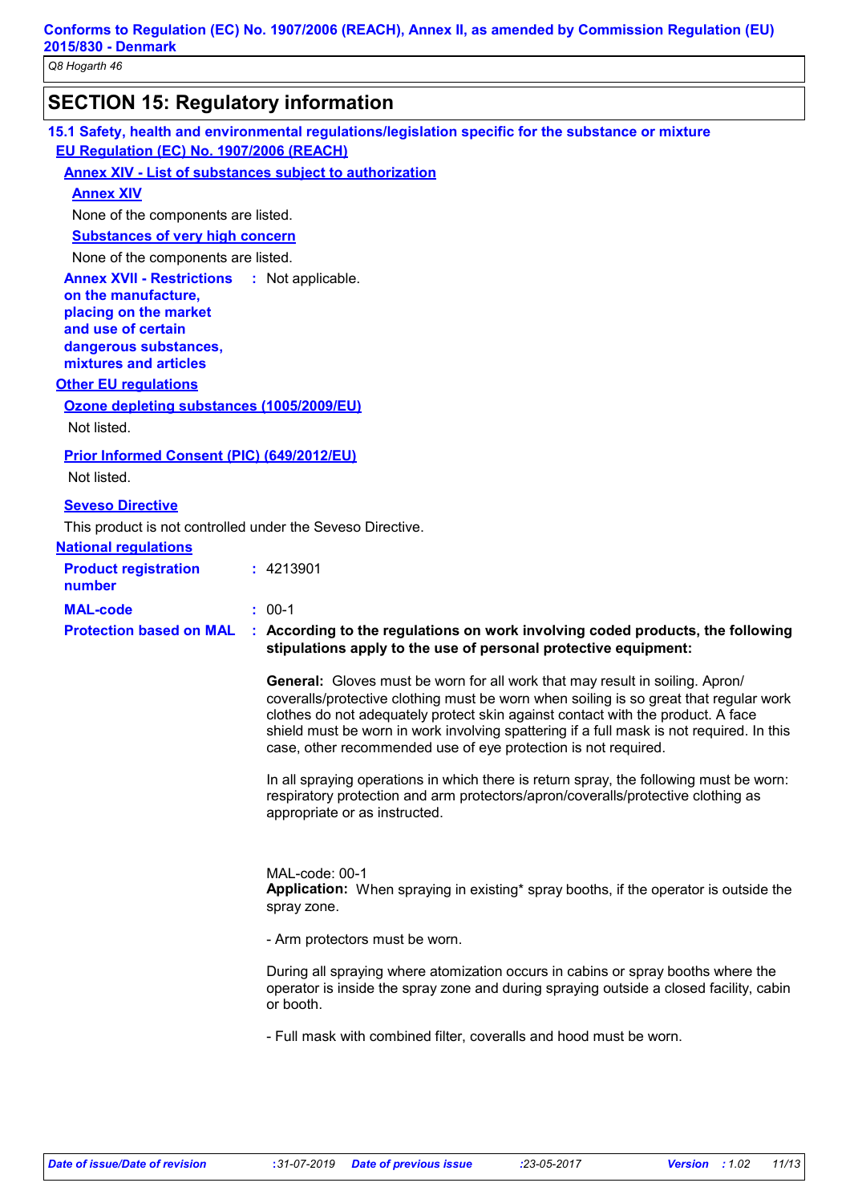## SECTION 15: Regulatory information

### 15.1 Safety, health and environmental regulations/legislation specific for the substance or mixture

**EU Regulation (EC) No. 1907/2006 (REACH)**

**Annex XIV - List of substances subject to authorization**

**Annex XIV**

None of the components are listed.

**Substances of very high concern**

None of the components are listed.

**Annex XVII - Restrictions on the manufacture, placing on the market and use of certain dangerous substances, mixtures and articles** : Not applicable.

**Other EU regulations**

**Ozone depleting substances (1005/2009/EU)**

Not listed.

**Prior Informed Consent (PIC) (649/2012/EU)**

Not listed.

**Seveso Directive**

This product is not controlled under the Seveso Directive.

**National regulations**

**Product registration number** : 4213901

**MAL-code** : 00-1

**Protection based on MAL** : **According to the regulations on work involving coded products, the following stipulations apply to the use of personal protective equipment:**

**General:** Gloves must be worn for all work that may result in soiling. Apron/ coveralls/protective clothing must be worn when soiling is so great that regular work clothes do not adequately protect skin against contact with the product. A face shield must be worn in work involving spattering if a full mask is not required. In this case, other recommended use of eye protection is not required.

In all spraying operations in which there is return spray, the following must be worn: respiratory protection and arm protectors/apron/coveralls/protective clothing as appropriate or as instructed.

MAL-code: 00-1
**Application:** When spraying in existing* spray booths, if the operator is outside the spray zone.

- Arm protectors must be worn.

During all spraying where atomization occurs in cabins or spray booths where the operator is inside the spray zone and during spraying outside a closed facility, cabin or booth.

- Full mask with combined filter, coveralls and hood must be worn.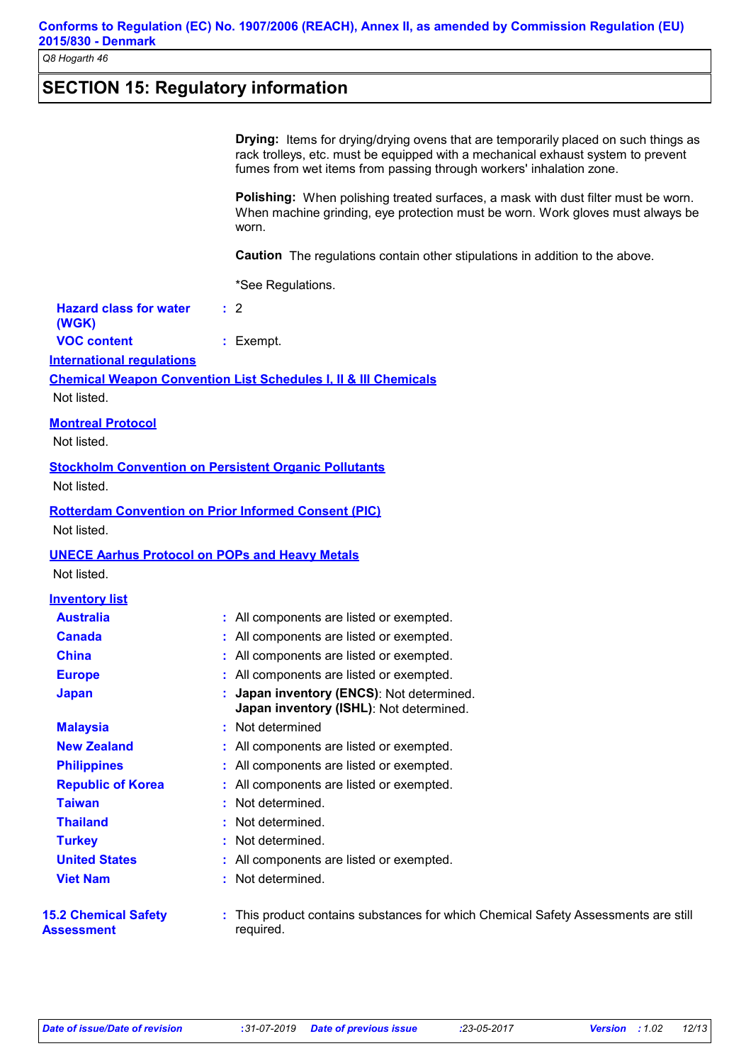## SECTION 15: Regulatory information

**Drying:** Items for drying/drying ovens that are temporarily placed on such things as rack trolleys, etc. must be equipped with a mechanical exhaust system to prevent fumes from wet items from passing through workers' inhalation zone.

**Polishing:** When polishing treated surfaces, a mask with dust filter must be worn. When machine grinding, eye protection must be worn. Work gloves must always be worn.

**Caution** The regulations contain other stipulations in addition to the above.

*See Regulations.

**Hazard class for water (WGK)** : 2

**VOC content** : Exempt.

**International regulations**

**Chemical Weapon Convention List Schedules I, II & III Chemicals**

Not listed.

**Montreal Protocol**

Not listed.

**Stockholm Convention on Persistent Organic Pollutants**

Not listed.

**Rotterdam Convention on Prior Informed Consent (PIC)**

Not listed.

**UNECE Aarhus Protocol on POPs and Heavy Metals**

Not listed.

**Inventory list**

| | |
|---|---|
| **Australia** | : All components are listed or exempted. |
| **Canada** | : All components are listed or exempted. |
| **China** | : All components are listed or exempted. |
| **Europe** | : All components are listed or exempted. |
| **Japan** | : **Japan inventory (ENCS)**: Not determined. **Japan inventory (ISHL)**: Not determined. |
| **Malaysia** | : Not determined |
| **New Zealand** | : All components are listed or exempted. |
| **Philippines** | : All components are listed or exempted. |
| **Republic of Korea** | : All components are listed or exempted. |
| **Taiwan** | : Not determined. |
| **Thailand** | : Not determined. |
| **Turkey** | : Not determined. |
| **United States** | : All components are listed or exempted. |
| **Viet Nam** | : Not determined. |

**15.2 Chemical Safety Assessment** : This product contains substances for which Chemical Safety Assessments are still required.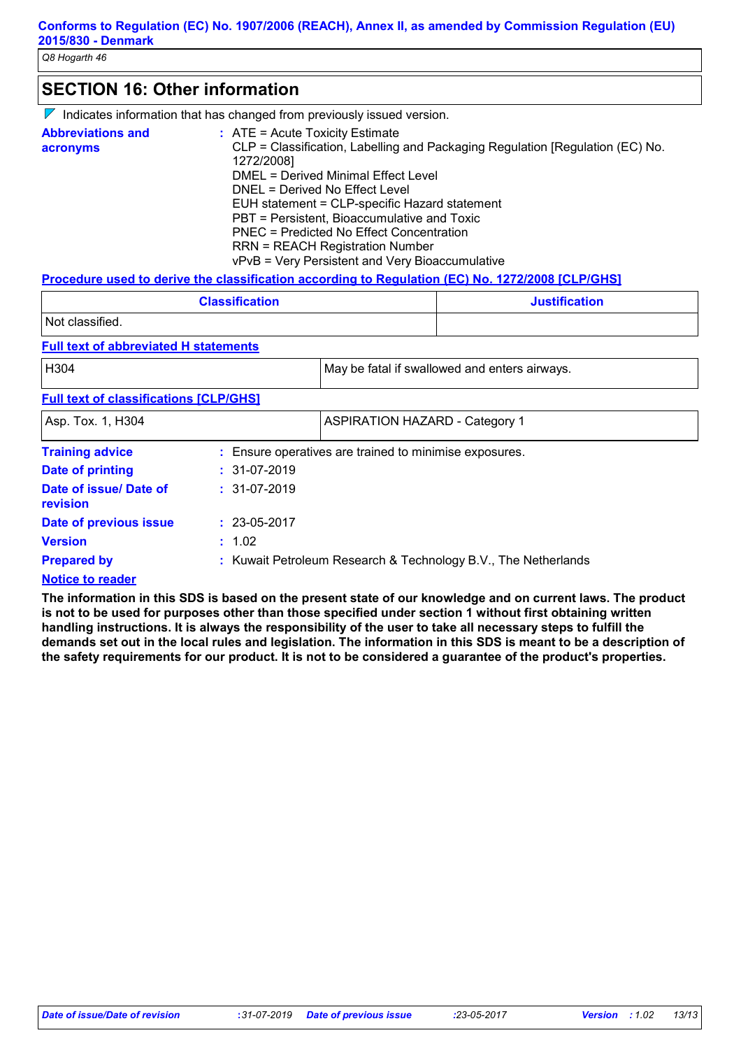## SECTION 16: Other information

Indicates information that has changed from previously issued version.

**Abbreviations and acronyms** :
ATE = Acute Toxicity Estimate
CLP = Classification, Labelling and Packaging Regulation [Regulation (EC) No. 1272/2008]
DMEL = Derived Minimal Effect Level
DNEL = Derived No Effect Level
EUH statement = CLP-specific Hazard statement
PBT = Persistent, Bioaccumulative and Toxic
PNEC = Predicted No Effect Concentration
RRN = REACH Registration Number
vPvB = Very Persistent and Very Bioaccumulative

**Procedure used to derive the classification according to Regulation (EC) No. 1272/2008 [CLP/GHS]**

| Classification | Justification |
|---|---|
| Not classified. | |

**Full text of abbreviated H statements**

| | |
|---|---|
| H304 | May be fatal if swallowed and enters airways. |

**Full text of classifications [CLP/GHS]**

| | |
|---|---|
| Asp. Tox. 1, H304 | ASPIRATION HAZARD - Category 1 |

**Training advice** : Ensure operatives are trained to minimise exposures.

**Date of printing** : 31-07-2019

**Date of issue/ Date of revision** : 31-07-2019

**Date of previous issue** : 23-05-2017

**Version** : 1.02

**Prepared by** : Kuwait Petroleum Research & Technology B.V., The Netherlands

**Notice to reader**

**The information in this SDS is based on the present state of our knowledge and on current laws. The product is not to be used for purposes other than those specified under section 1 without first obtaining written handling instructions. It is always the responsibility of the user to take all necessary steps to fulfill the demands set out in the local rules and legislation. The information in this SDS is meant to be a description of the safety requirements for our product. It is not to be considered a guarantee of the product's properties.**